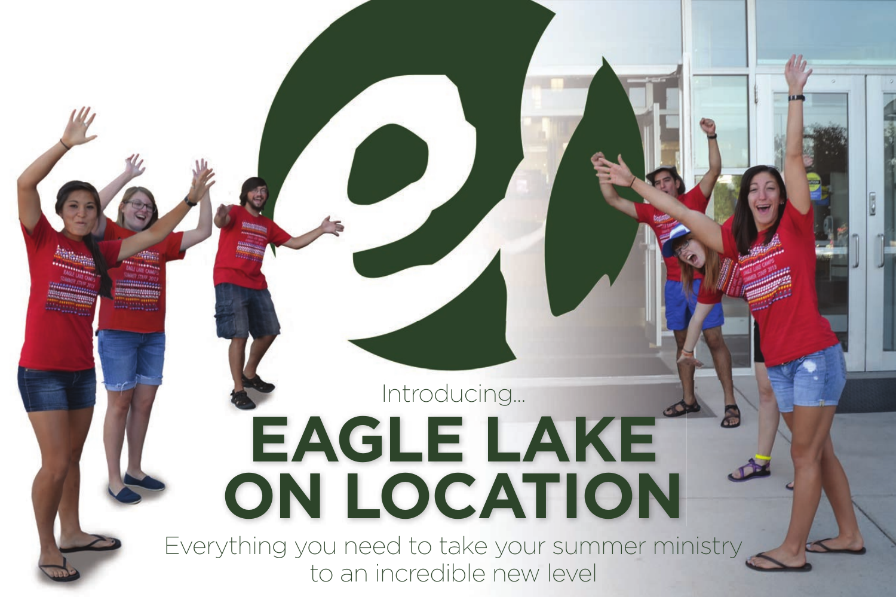Introducing...

# EAGLE LAKE ON LOCATION

Everything you need to take your summer ministry to an incredible new level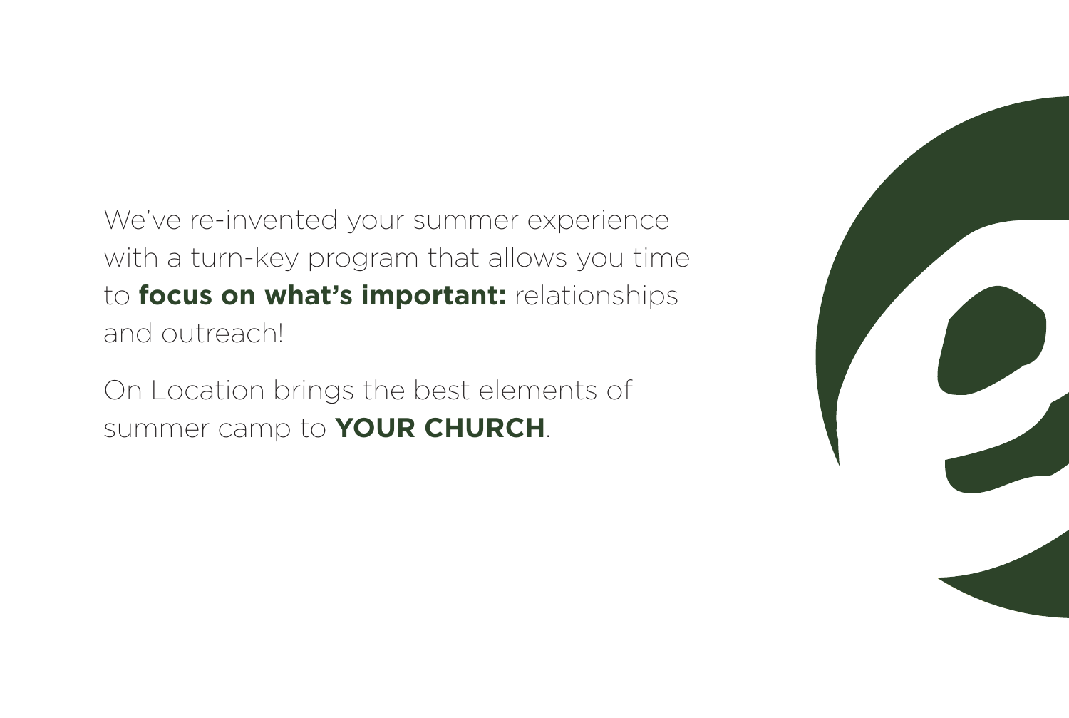We've re-invented your summer experience with a turn-key program that allows you time to **focus on what's important:** relationships and outreach!

On Location brings the best elements of summer camp to **YOUR CHURCH**.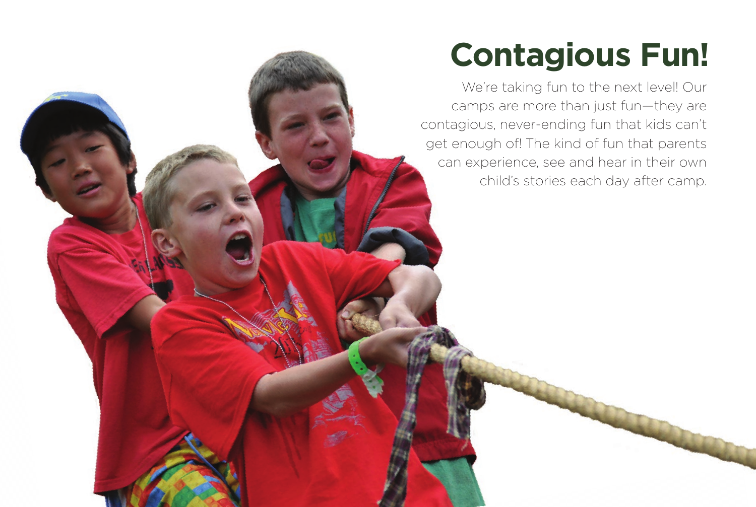# Contagious Fun!

We're taking fun to the next level! Our camps are more than just fun—they are contagious, never-ending fun that kids can't get enough of! The kind of fun that parents can experience, see and hear in their own child's stories each day after camp.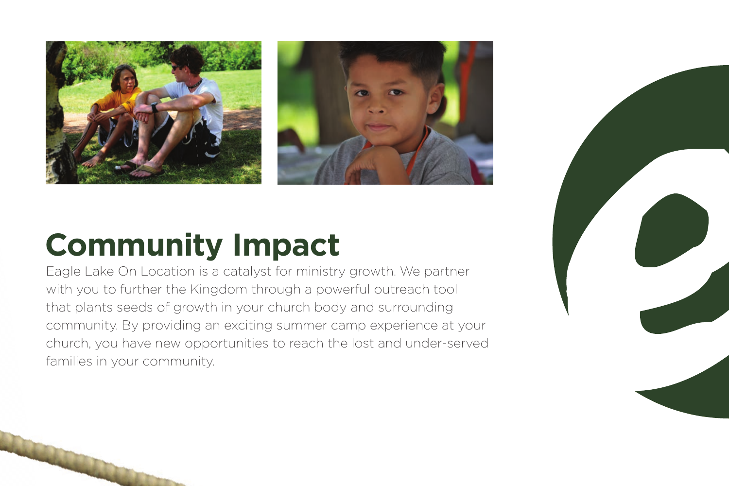# Community Impact

Eagle Lake On Location is a catalyst for ministry growth. We partner with you to further the Kingdom through a powerful outreach tool that plants seeds of growth in your church body and surrounding community. By providing an exciting summer camp experience at your church, you have new opportunities to reach the lost and under-served families in your community.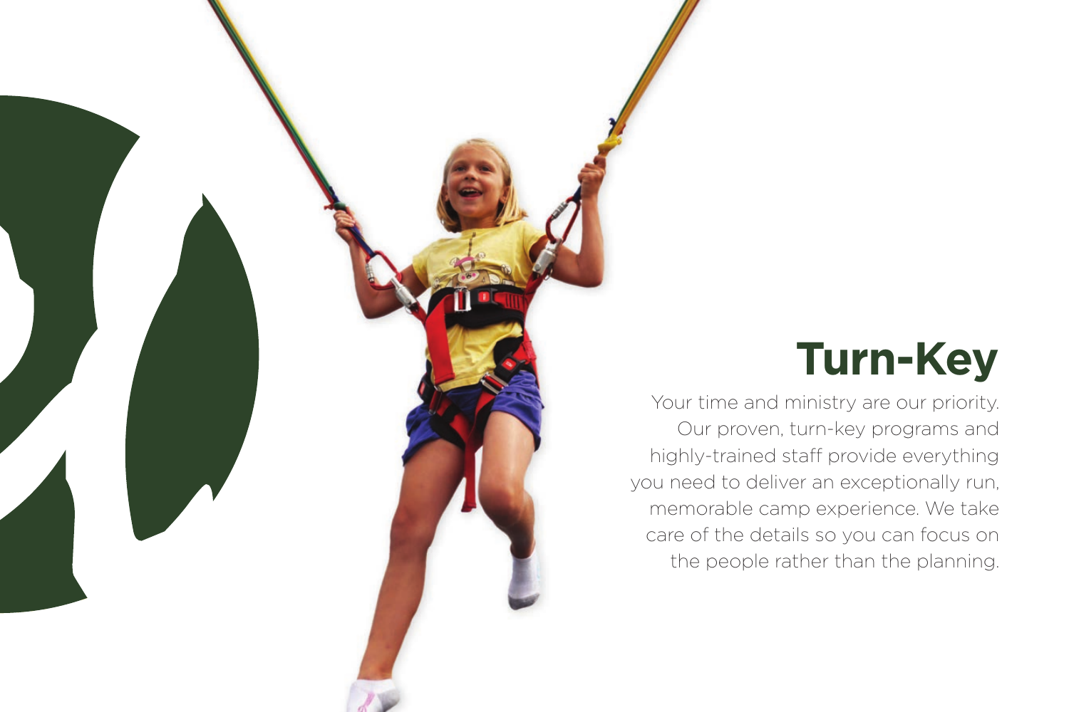## Turn-Key

Your time and ministry are our priority. Our proven, turn-key programs and highly-trained staff provide everything you need to deliver an exceptionally run, memorable camp experience. We take care of the details so you can focus on the people rather than the planning.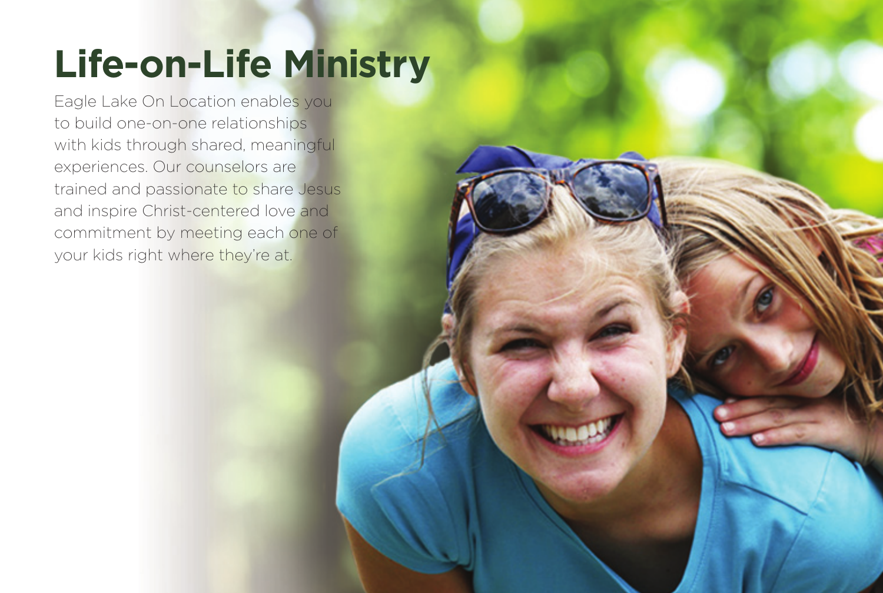# Life-on-Life Ministry

Eagle Lake On Location enables you to build one-on-one relationships with kids through shared, meaningful experiences. Our counselors are trained and passionate to share Jesus and inspire Christ-centered love and commitment by meeting each one of your kids right where they're at.